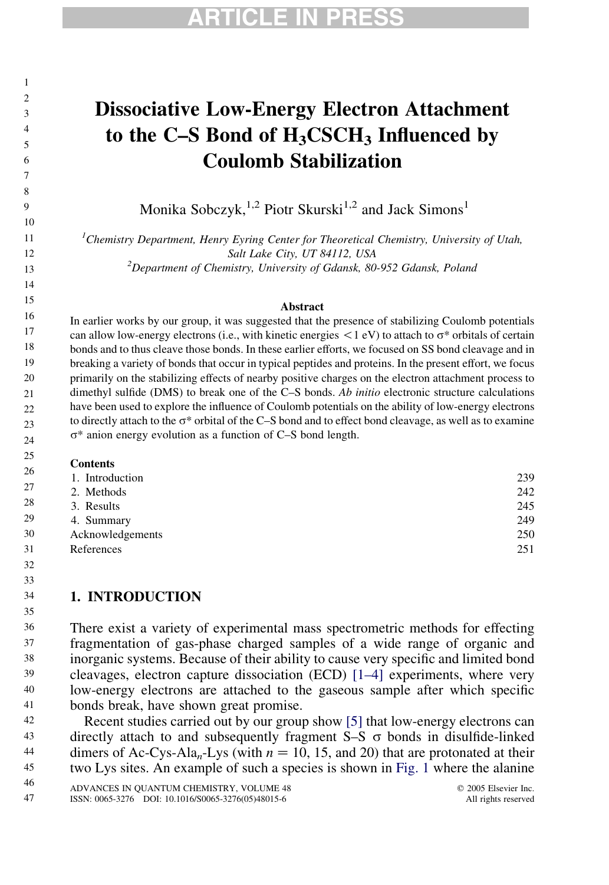# Dissociative Low-Energy Electron Attachment to the C–S Bond of $H_3CSCH_3$ Influenced by Coulomb Stabilization

Monika Sobczyk,[1,2] Piotr Skurski[1,2] and Jack Simons[1]

[1]*Chemistry Department, Henry Eyring Center for Theoretical Chemistry, University of Utah, Salt Lake City, UT 84112, USA*
[2]*Department of Chemistry, University of Gdansk, 80-952 Gdansk, Poland*

### Abstract

In earlier works by our group, it was suggested that the presence of stabilizing Coulomb potentials can allow low-energy electrons (i.e., with kinetic energies $< 1$ eV) to attach to σ* orbitals of certain bonds and to thus cleave those bonds. In these earlier efforts, we focused on SS bond cleavage and in breaking a variety of bonds that occur in typical peptides and proteins. In the present effort, we focus primarily on the stabilizing effects of nearby positive charges on the electron attachment process to dimethyl sulfide (DMS) to break one of the C–S bonds. *Ab initio* electronic structure calculations have been used to explore the influence of Coulomb potentials on the ability of low-energy electrons to directly attach to the σ* orbital of the C–S bond and to effect bond cleavage, as well as to examine σ* anion energy evolution as a function of C–S bond length.

**Contents**

| | |
|---|---|
| 1. Introduction | 239 |
| 2. Methods | 242 |
| 3. Results | 245 |
| 4. Summary | 249 |
| Acknowledgements | 250 |
| References | 251 |

## 1. INTRODUCTION

There exist a variety of experimental mass spectrometric methods for effecting fragmentation of gas-phase charged samples of a wide range of organic and inorganic systems. Because of their ability to cause very specific and limited bond cleavages, electron capture dissociation (ECD) [1–4] experiments, where very low-energy electrons are attached to the gaseous sample after which specific bonds break, have shown great promise.

Recent studies carried out by our group show [5] that low-energy electrons can directly attach to and subsequently fragment S–S σ bonds in disulfide-linked dimers of Ac-Cys-Ala$_n$-Lys (with $n = 10$, 15, and 20) that are protonated at their two Lys sites. An example of such a species is shown in Fig. 1 where the alanine

ADVANCES IN QUANTUM CHEMISTRY, VOLUME 48
ISSN: 0065-3276 DOI: 10.1016/S0065-3276(05)48015-6

© 2005 Elsevier Inc.
All rights reserved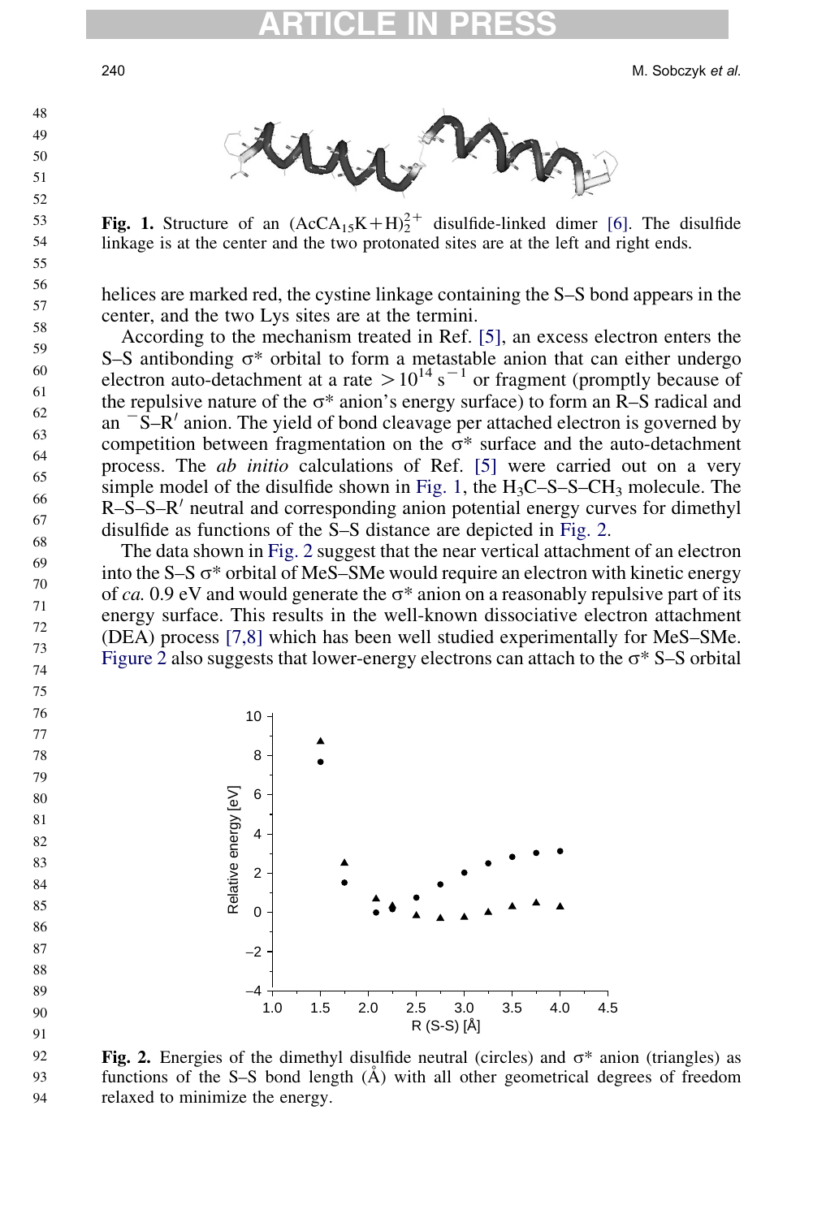**Fig. 1.** Structure of an $(AcCA_{15}K+H)_2^{2+}$ disulfide-linked dimer [6]. The disulfide linkage is at the center and the two protonated sites are at the left and right ends.

helices are marked red, the cystine linkage containing the S–S bond appears in the center, and the two Lys sites are at the termini.

According to the mechanism treated in Ref. [5], an excess electron enters the S–S antibonding σ* orbital to form a metastable anion that can either undergo electron auto-detachment at a rate $> 10^{14}\ s^{-1}$ or fragment (promptly because of the repulsive nature of the σ* anion's energy surface) to form an R–S radical and an $^{-}$S–R′ anion. The yield of bond cleavage per attached electron is governed by competition between fragmentation on the σ* surface and the auto-detachment process. The *ab initio* calculations of Ref. [5] were carried out on a very simple model of the disulfide shown in Fig. 1, the $H_3C$–S–S–$CH_3$ molecule. The R–S–S–R′ neutral and corresponding anion potential energy curves for dimethyl disulfide as functions of the S–S distance are depicted in Fig. 2.

The data shown in Fig. 2 suggest that the near vertical attachment of an electron into the S–S σ* orbital of MeS–SMe would require an electron with kinetic energy of *ca.* 0.9 eV and would generate the σ* anion on a reasonably repulsive part of its energy surface. This results in the well-known dissociative electron attachment (DEA) process [7,8] which has been well studied experimentally for MeS–SMe. Figure 2 also suggests that lower-energy electrons can attach to the σ* S–S orbital

**Fig. 2.** Energies of the dimethyl disulfide neutral (circles) and σ* anion (triangles) as functions of the S–S bond length (Å) with all other geometrical degrees of freedom relaxed to minimize the energy.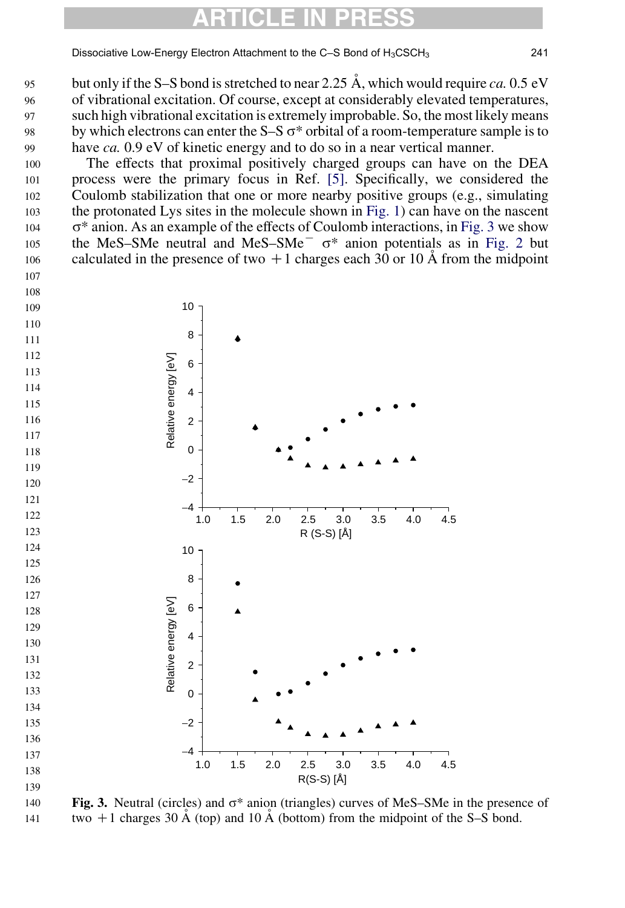but only if the S–S bond is stretched to near 2.25 Å, which would require *ca.* 0.5 eV of vibrational excitation. Of course, except at considerably elevated temperatures, such high vibrational excitation is extremely improbable. So, the most likely means by which electrons can enter the S–S σ* orbital of a room-temperature sample is to have *ca.* 0.9 eV of kinetic energy and to do so in a near vertical manner.

The effects that proximal positively charged groups can have on the DEA process were the primary focus in Ref. [5]. Specifically, we considered the Coulomb stabilization that one or more nearby positive groups (e.g., simulating the protonated Lys sites in the molecule shown in Fig. 1) can have on the nascent σ* anion. As an example of the effects of Coulomb interactions, in Fig. 3 we show the MeS–SMe neutral and MeS–SMe$^-$ σ* anion potentials as in Fig. 2 but calculated in the presence of two +1 charges each 30 or 10 Å from the midpoint

**Fig. 3.** Neutral (circles) and σ* anion (triangles) curves of MeS–SMe in the presence of two +1 charges 30 Å (top) and 10 Å (bottom) from the midpoint of the S–S bond.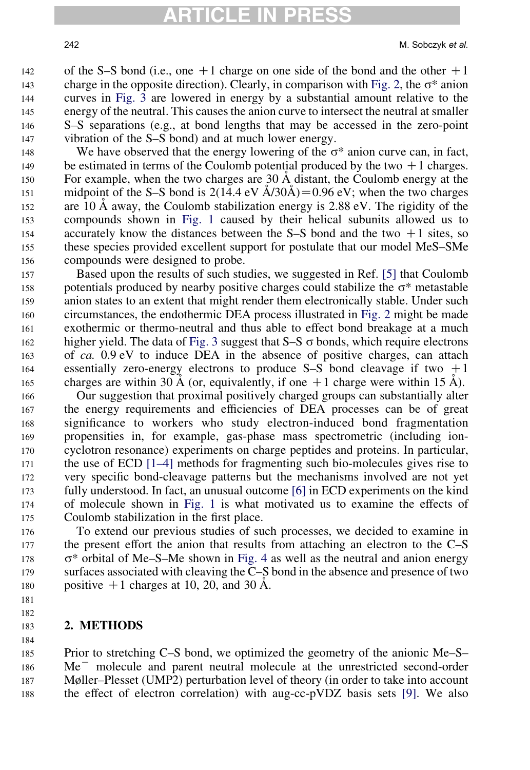of the S–S bond (i.e., one +1 charge on one side of the bond and the other +1 charge in the opposite direction). Clearly, in comparison with Fig. 2, the σ* anion curves in Fig. 3 are lowered in energy by a substantial amount relative to the energy of the neutral. This causes the anion curve to intersect the neutral at smaller S–S separations (e.g., at bond lengths that may be accessed in the zero-point vibration of the S–S bond) and at much lower energy.

We have observed that the energy lowering of the σ* anion curve can, in fact, be estimated in terms of the Coulomb potential produced by the two +1 charges. For example, when the two charges are 30 Å distant, the Coulomb energy at the midpoint of the S–S bond is 2(14.4 eV Å/30Å) = 0.96 eV; when the two charges are 10 Å away, the Coulomb stabilization energy is 2.88 eV. The rigidity of the compounds shown in Fig. 1 caused by their helical subunits allowed us to accurately know the distances between the S–S bond and the two +1 sites, so these species provided excellent support for postulate that our model MeS–SMe compounds were designed to probe.

Based upon the results of such studies, we suggested in Ref. [5] that Coulomb potentials produced by nearby positive charges could stabilize the σ* metastable anion states to an extent that might render them electronically stable. Under such circumstances, the endothermic DEA process illustrated in Fig. 2 might be made exothermic or thermo-neutral and thus able to effect bond breakage at a much higher yield. The data of Fig. 3 suggest that S–S σ bonds, which require electrons of *ca.* 0.9 eV to induce DEA in the absence of positive charges, can attach essentially zero-energy electrons to produce S–S bond cleavage if two +1 charges are within 30 Å (or, equivalently, if one +1 charge were within 15 Å).

Our suggestion that proximal positively charged groups can substantially alter the energy requirements and efficiencies of DEA processes can be of great significance to workers who study electron-induced bond fragmentation propensities in, for example, gas-phase mass spectrometric (including ion-cyclotron resonance) experiments on charge peptides and proteins. In particular, the use of ECD [1–4] methods for fragmenting such bio-molecules gives rise to very specific bond-cleavage patterns but the mechanisms involved are not yet fully understood. In fact, an unusual outcome [6] in ECD experiments on the kind of molecule shown in Fig. 1 is what motivated us to examine the effects of Coulomb stabilization in the first place.

To extend our previous studies of such processes, we decided to examine in the present effort the anion that results from attaching an electron to the C–S σ* orbital of Me–S–Me shown in Fig. 4 as well as the neutral and anion energy surfaces associated with cleaving the C–S bond in the absence and presence of two positive +1 charges at 10, 20, and 30 Å.

## 2. METHODS

Prior to stretching C–S bond, we optimized the geometry of the anionic Me–S–Me$^-$ molecule and parent neutral molecule at the unrestricted second-order Møller–Plesset (UMP2) perturbation level of theory (in order to take into account the effect of electron correlation) with aug-cc-pVDZ basis sets [9]. We also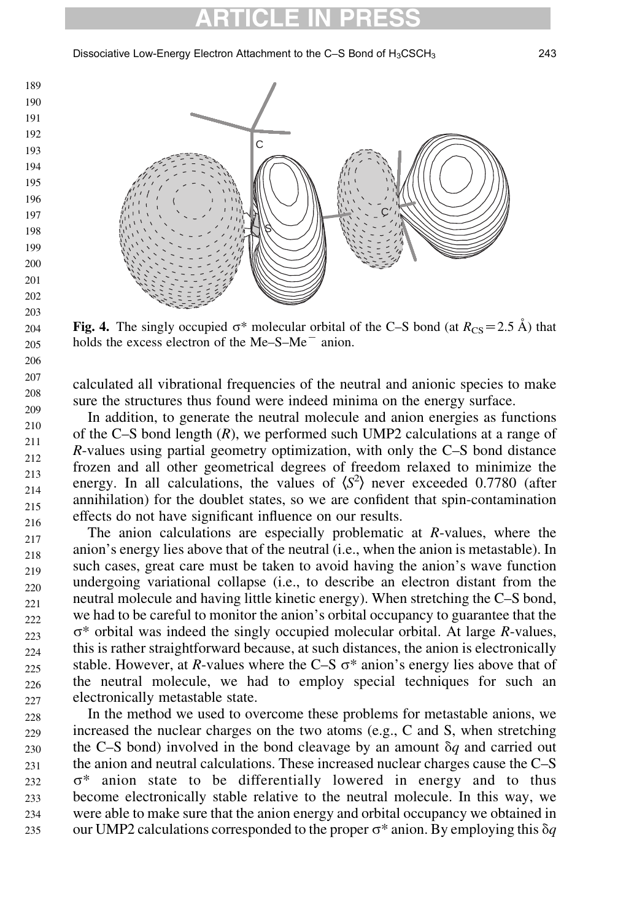**Fig. 4.** The singly occupied σ* molecular orbital of the C–S bond (at $R_{CS} = 2.5$ Å) that holds the excess electron of the Me–S–Me$^-$ anion.

calculated all vibrational frequencies of the neutral and anionic species to make sure the structures thus found were indeed minima on the energy surface.

In addition, to generate the neutral molecule and anion energies as functions of the C–S bond length ($R$), we performed such UMP2 calculations at a range of $R$-values using partial geometry optimization, with only the C–S bond distance frozen and all other geometrical degrees of freedom relaxed to minimize the energy. In all calculations, the values of $\langle S^2 \rangle$ never exceeded 0.7780 (after annihilation) for the doublet states, so we are confident that spin-contamination effects do not have significant influence on our results.

The anion calculations are especially problematic at $R$-values, where the anion's energy lies above that of the neutral (i.e., when the anion is metastable). In such cases, great care must be taken to avoid having the anion's wave function undergoing variational collapse (i.e., to describe an electron distant from the neutral molecule and having little kinetic energy). When stretching the C–S bond, we had to be careful to monitor the anion's orbital occupancy to guarantee that the σ* orbital was indeed the singly occupied molecular orbital. At large $R$-values, this is rather straightforward because, at such distances, the anion is electronically stable. However, at $R$-values where the C–S σ* anion's energy lies above that of the neutral molecule, we had to employ special techniques for such an electronically metastable state.

In the method we used to overcome these problems for metastable anions, we increased the nuclear charges on the two atoms (e.g., C and S, when stretching the C–S bond) involved in the bond cleavage by an amount $\delta q$ and carried out the anion and neutral calculations. These increased nuclear charges cause the C–S σ* anion state to be differentially lowered in energy and to thus become electronically stable relative to the neutral molecule. In this way, we were able to make sure that the anion energy and orbital occupancy we obtained in our UMP2 calculations corresponded to the proper σ* anion. By employing this $\delta q$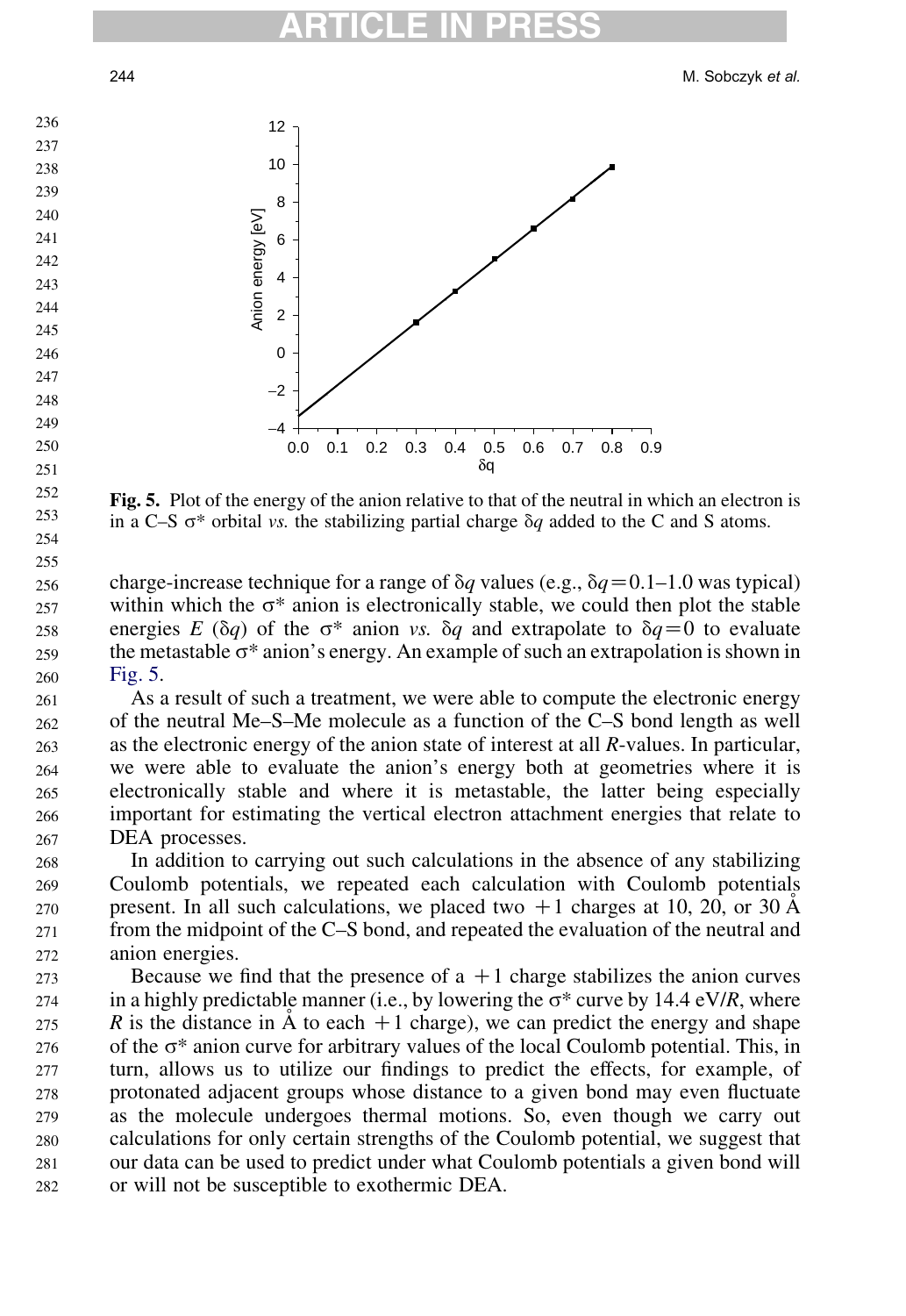**Fig. 5.** Plot of the energy of the anion relative to that of the neutral in which an electron is in a C–S σ* orbital *vs.* the stabilizing partial charge δ*q* added to the C and S atoms.

charge-increase technique for a range of δ*q* values (e.g., δ*q* = 0.1–1.0 was typical) within which the σ* anion is electronically stable, we could then plot the stable energies *E* (δ*q*) of the σ* anion *vs.* δ*q* and extrapolate to δ*q* = 0 to evaluate the metastable σ* anion's energy. An example of such an extrapolation is shown in Fig. 5.

As a result of such a treatment, we were able to compute the electronic energy of the neutral Me–S–Me molecule as a function of the C–S bond length as well as the electronic energy of the anion state of interest at all *R*-values. In particular, we were able to evaluate the anion's energy both at geometries where it is electronically stable and where it is metastable, the latter being especially important for estimating the vertical electron attachment energies that relate to DEA processes.

In addition to carrying out such calculations in the absence of any stabilizing Coulomb potentials, we repeated each calculation with Coulomb potentials present. In all such calculations, we placed two +1 charges at 10, 20, or 30 Å from the midpoint of the C–S bond, and repeated the evaluation of the neutral and anion energies.

Because we find that the presence of a +1 charge stabilizes the anion curves in a highly predictable manner (i.e., by lowering the σ* curve by 14.4 eV/*R*, where *R* is the distance in Å to each +1 charge), we can predict the energy and shape of the σ* anion curve for arbitrary values of the local Coulomb potential. This, in turn, allows us to utilize our findings to predict the effects, for example, of protonated adjacent groups whose distance to a given bond may even fluctuate as the molecule undergoes thermal motions. So, even though we carry out calculations for only certain strengths of the Coulomb potential, we suggest that our data can be used to predict under what Coulomb potentials a given bond will or will not be susceptible to exothermic DEA.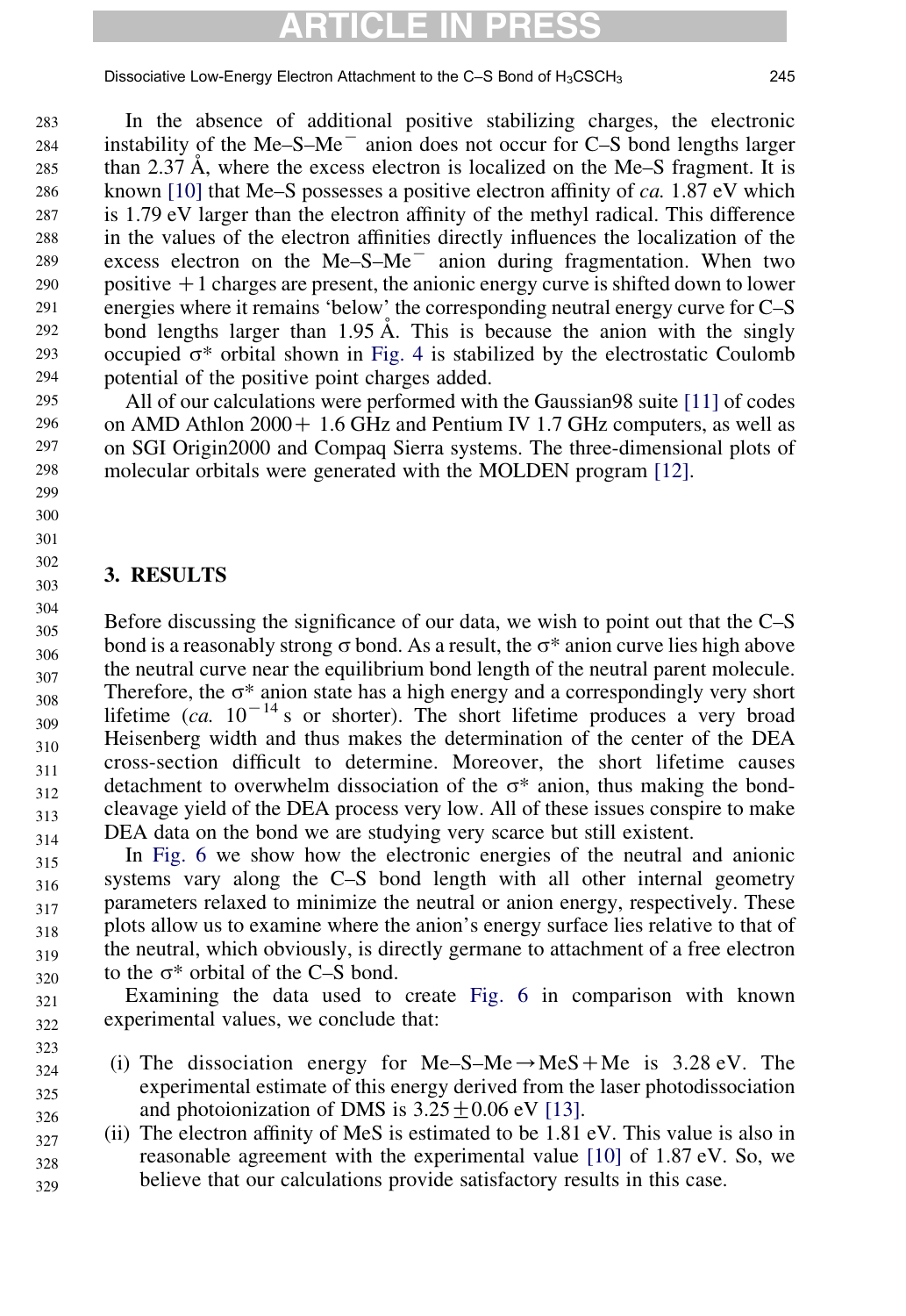In the absence of additional positive stabilizing charges, the electronic instability of the Me–S–Me$^-$ anion does not occur for C–S bond lengths larger than 2.37 Å, where the excess electron is localized on the Me–S fragment. It is known [10] that Me–S possesses a positive electron affinity of *ca.* 1.87 eV which is 1.79 eV larger than the electron affinity of the methyl radical. This difference in the values of the electron affinities directly influences the localization of the excess electron on the Me–S–Me$^-$ anion during fragmentation. When two positive +1 charges are present, the anionic energy curve is shifted down to lower energies where it remains 'below' the corresponding neutral energy curve for C–S bond lengths larger than 1.95 Å. This is because the anion with the singly occupied σ* orbital shown in Fig. 4 is stabilized by the electrostatic Coulomb potential of the positive point charges added.

All of our calculations were performed with the Gaussian98 suite [11] of codes on AMD Athlon 2000+ 1.6 GHz and Pentium IV 1.7 GHz computers, as well as on SGI Origin2000 and Compaq Sierra systems. The three-dimensional plots of molecular orbitals were generated with the MOLDEN program [12].

## 3. RESULTS

Before discussing the significance of our data, we wish to point out that the C–S bond is a reasonably strong σ bond. As a result, the σ* anion curve lies high above the neutral curve near the equilibrium bond length of the neutral parent molecule. Therefore, the σ* anion state has a high energy and a correspondingly very short lifetime (*ca.* $10^{-14}$ s or shorter). The short lifetime produces a very broad Heisenberg width and thus makes the determination of the center of the DEA cross-section difficult to determine. Moreover, the short lifetime causes detachment to overwhelm dissociation of the σ* anion, thus making the bond-cleavage yield of the DEA process very low. All of these issues conspire to make DEA data on the bond we are studying very scarce but still existent.

In Fig. 6 we show how the electronic energies of the neutral and anionic systems vary along the C–S bond length with all other internal geometry parameters relaxed to minimize the neutral or anion energy, respectively. These plots allow us to examine where the anion's energy surface lies relative to that of the neutral, which obviously, is directly germane to attachment of a free electron to the σ* orbital of the C–S bond.

Examining the data used to create Fig. 6 in comparison with known experimental values, we conclude that:

(i) The dissociation energy for Me–S–Me → MeS + Me is 3.28 eV. The experimental estimate of this energy derived from the laser photodissociation and photoionization of DMS is $3.25 \pm 0.06$ eV [13].
(ii) The electron affinity of MeS is estimated to be 1.81 eV. This value is also in reasonable agreement with the experimental value [10] of 1.87 eV. So, we believe that our calculations provide satisfactory results in this case.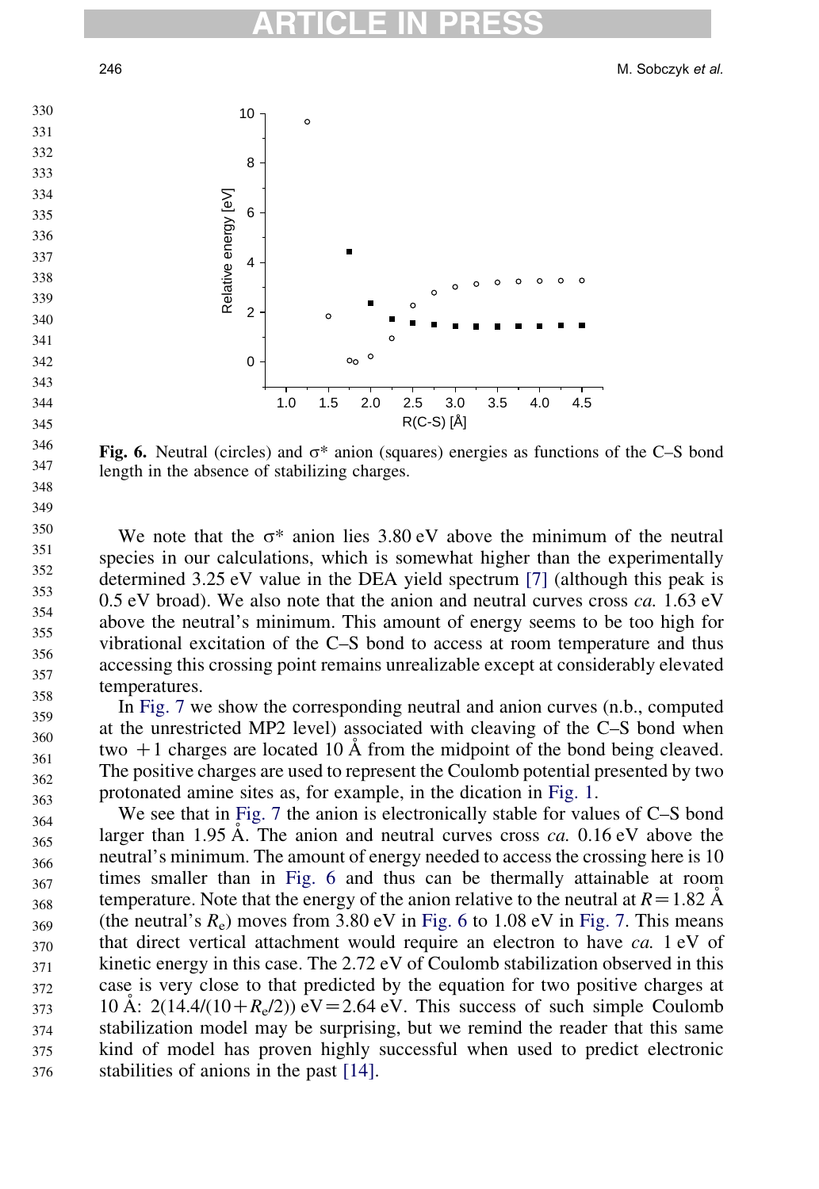Fig. 6. Neutral (circles) and σ* anion (squares) energies as functions of the C–S bond length in the absence of stabilizing charges.

We note that the σ* anion lies 3.80 eV above the minimum of the neutral species in our calculations, which is somewhat higher than the experimentally determined 3.25 eV value in the DEA yield spectrum [7] (although this peak is 0.5 eV broad). We also note that the anion and neutral curves cross *ca.* 1.63 eV above the neutral's minimum. This amount of energy seems to be too high for vibrational excitation of the C–S bond to access at room temperature and thus accessing this crossing point remains unrealizable except at considerably elevated temperatures.

In Fig. 7 we show the corresponding neutral and anion curves (n.b., computed at the unrestricted MP2 level) associated with cleaving of the C–S bond when two +1 charges are located 10 Å from the midpoint of the bond being cleaved. The positive charges are used to represent the Coulomb potential presented by two protonated amine sites as, for example, in the dication in Fig. 1.

We see that in Fig. 7 the anion is electronically stable for values of C–S bond larger than 1.95 Å. The anion and neutral curves cross *ca.* 0.16 eV above the neutral's minimum. The amount of energy needed to access the crossing here is 10 times smaller than in Fig. 6 and thus can be thermally attainable at room temperature. Note that the energy of the anion relative to the neutral at $R = 1.82$ Å (the neutral's $R_e$) moves from 3.80 eV in Fig. 6 to 1.08 eV in Fig. 7. This means that direct vertical attachment would require an electron to have *ca.* 1 eV of kinetic energy in this case. The 2.72 eV of Coulomb stabilization observed in this case is very close to that predicted by the equation for two positive charges at 10 Å: $2(14.4/(10+R_e/2))$ eV $= 2.64$ eV. This success of such simple Coulomb stabilization model may be surprising, but we remind the reader that this same kind of model has proven highly successful when used to predict electronic stabilities of anions in the past [14].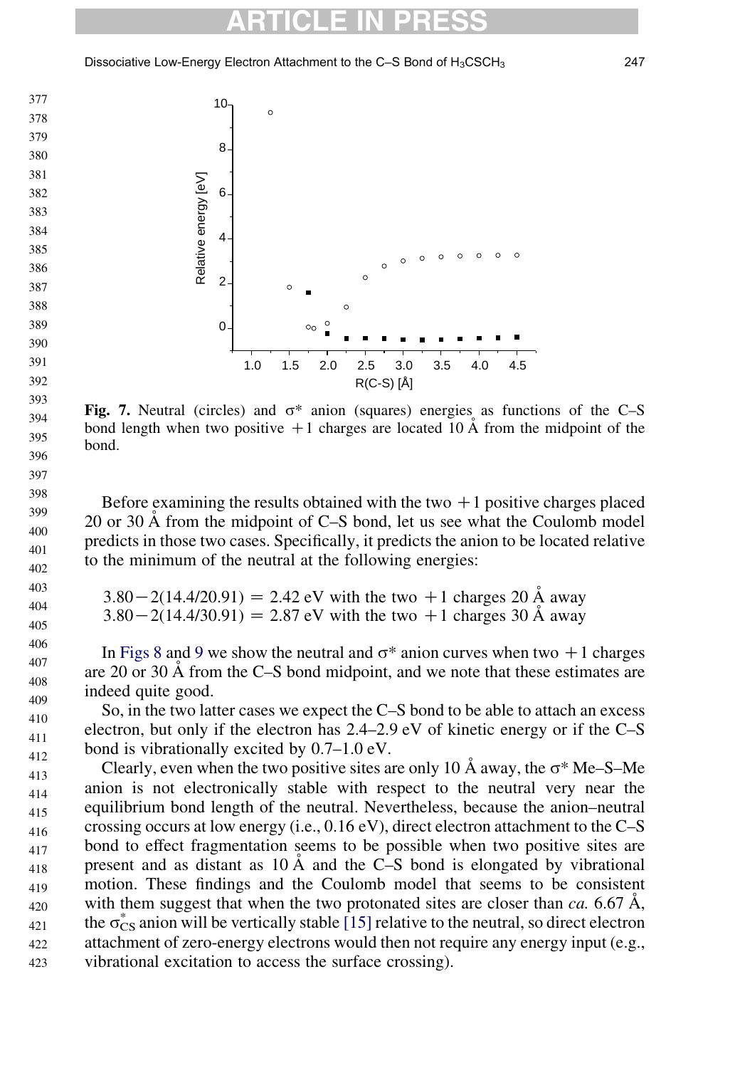Fig. 7. Neutral (circles) and σ* anion (squares) energies as functions of the C–S bond length when two positive +1 charges are located 10 Å from the midpoint of the bond.

Before examining the results obtained with the two +1 positive charges placed 20 or 30 Å from the midpoint of C–S bond, let us see what the Coulomb model predicts in those two cases. Specifically, it predicts the anion to be located relative to the minimum of the neutral at the following energies:

$3.80-2(14.4/20.91) = 2.42$ eV with the two +1 charges 20 Å away
$3.80-2(14.4/30.91) = 2.87$ eV with the two +1 charges 30 Å away

In Figs 8 and 9 we show the neutral and σ* anion curves when two +1 charges are 20 or 30 Å from the C–S bond midpoint, and we note that these estimates are indeed quite good.

So, in the two latter cases we expect the C–S bond to be able to attach an excess electron, but only if the electron has 2.4–2.9 eV of kinetic energy or if the C–S bond is vibrationally excited by 0.7–1.0 eV.

Clearly, even when the two positive sites are only 10 Å away, the σ* Me–S–Me anion is not electronically stable with respect to the neutral very near the equilibrium bond length of the neutral. Nevertheless, because the anion–neutral crossing occurs at low energy (i.e., 0.16 eV), direct electron attachment to the C–S bond to effect fragmentation seems to be possible when two positive sites are present and as distant as 10 Å and the C–S bond is elongated by vibrational motion. These findings and the Coulomb model that seems to be consistent with them suggest that when the two protonated sites are closer than *ca.* 6.67 Å, the $\sigma^*_{CS}$ anion will be vertically stable [15] relative to the neutral, so direct electron attachment of zero-energy electrons would then not require any energy input (e.g., vibrational excitation to access the surface crossing).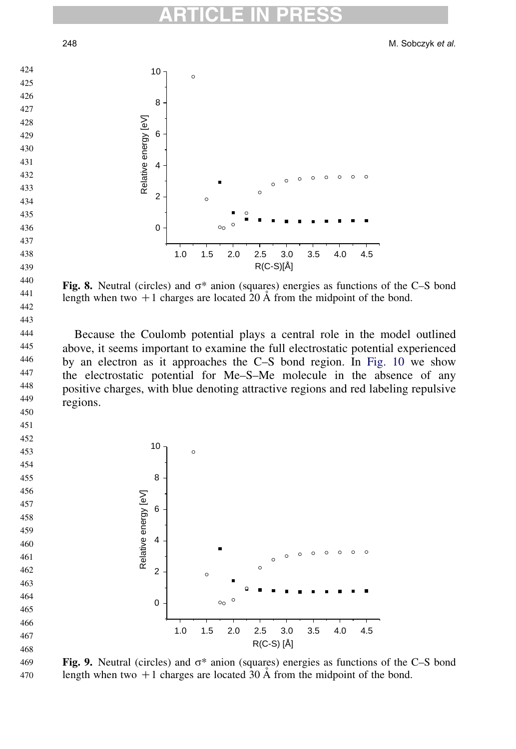**Fig. 8.** Neutral (circles) and σ* anion (squares) energies as functions of the C–S bond length when two +1 charges are located 20 Å from the midpoint of the bond.

Because the Coulomb potential plays a central role in the model outlined above, it seems important to examine the full electrostatic potential experienced by an electron as it approaches the C–S bond region. In Fig. 10 we show the electrostatic potential for Me–S–Me molecule in the absence of any positive charges, with blue denoting attractive regions and red labeling repulsive regions.

**Fig. 9.** Neutral (circles) and σ* anion (squares) energies as functions of the C–S bond length when two +1 charges are located 30 Å from the midpoint of the bond.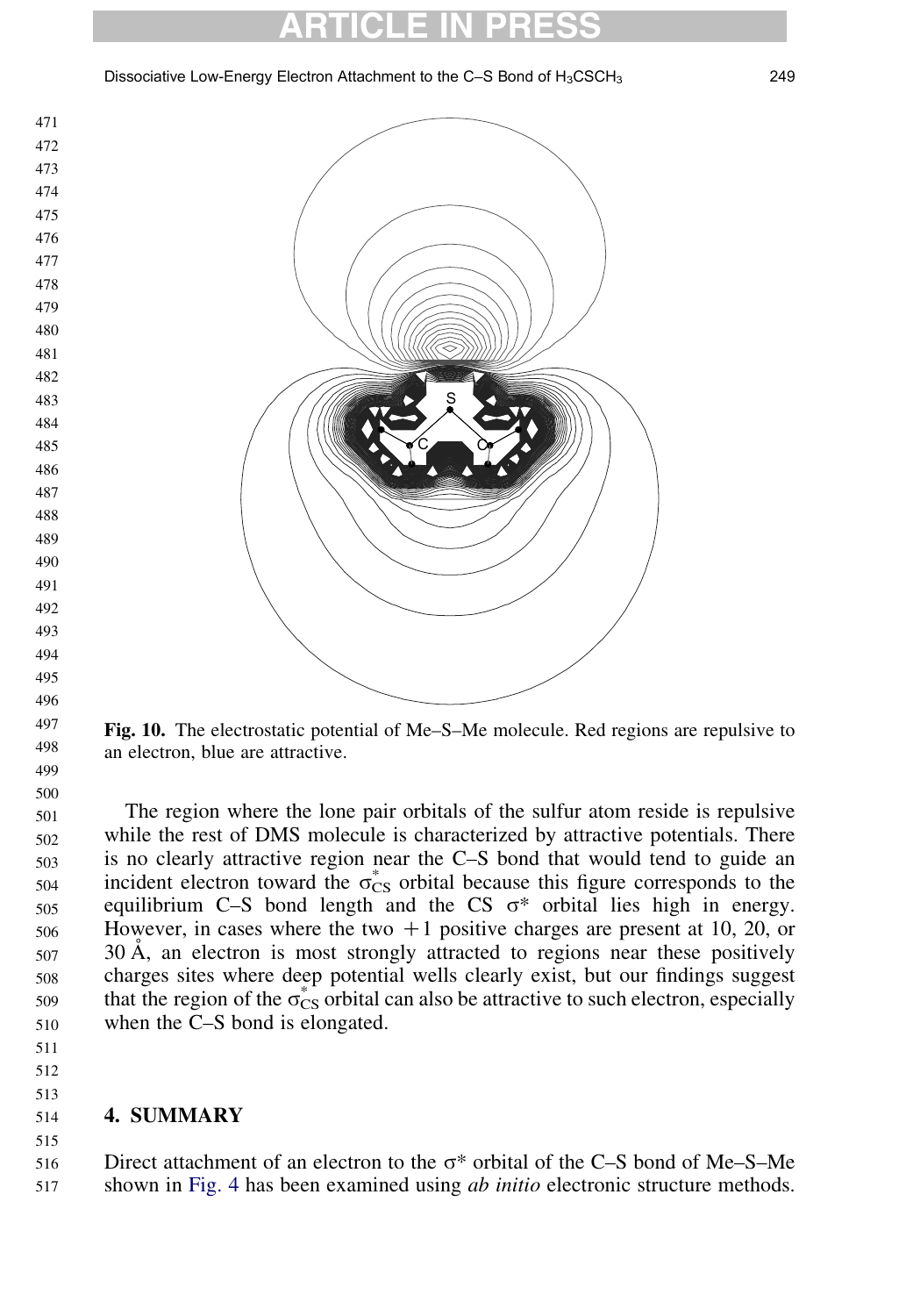Fig. 10. The electrostatic potential of Me–S–Me molecule. Red regions are repulsive to an electron, blue are attractive.

The region where the lone pair orbitals of the sulfur atom reside is repulsive while the rest of DMS molecule is characterized by attractive potentials. There is no clearly attractive region near the C–S bond that would tend to guide an incident electron toward the $\sigma^*_{CS}$ orbital because this figure corresponds to the equilibrium C–S bond length and the CS $\sigma^*$ orbital lies high in energy. However, in cases where the two +1 positive charges are present at 10, 20, or 30 Å, an electron is most strongly attracted to regions near these positively charges sites where deep potential wells clearly exist, but our findings suggest that the region of the $\sigma^*_{CS}$ orbital can also be attractive to such electron, especially when the C–S bond is elongated.

## 4. SUMMARY

Direct attachment of an electron to the $\sigma^*$ orbital of the C–S bond of Me–S–Me shown in Fig. 4 has been examined using *ab initio* electronic structure methods.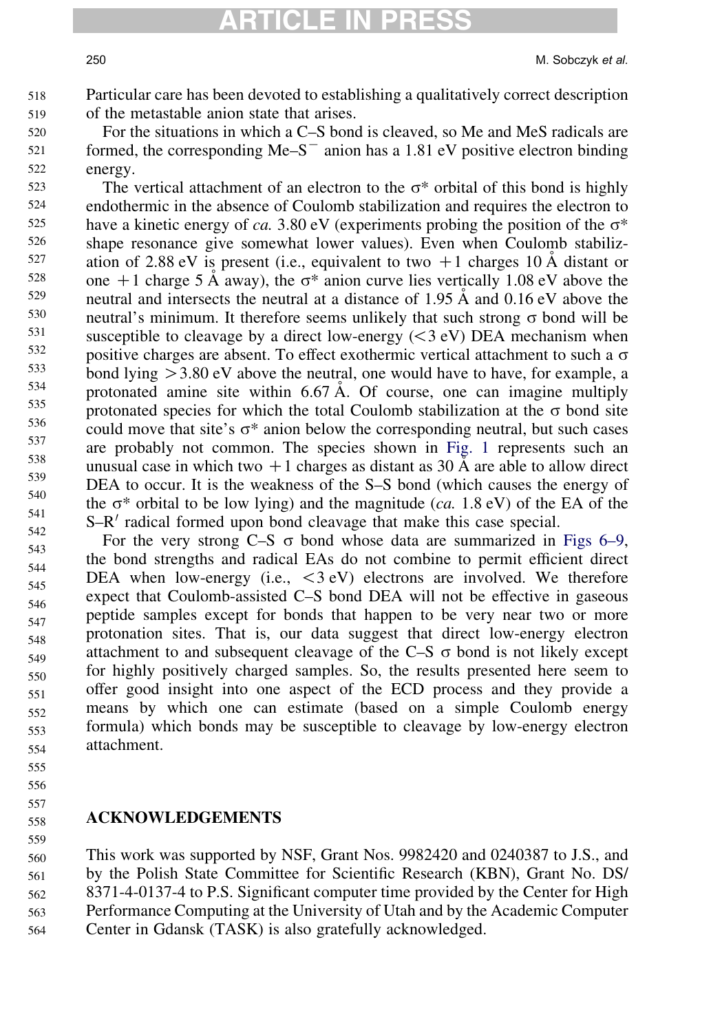Particular care has been devoted to establishing a qualitatively correct description of the metastable anion state that arises.

For the situations in which a C–S bond is cleaved, so Me and MeS radicals are formed, the corresponding Me–$S^-$ anion has a 1.81 eV positive electron binding energy.

The vertical attachment of an electron to the σ* orbital of this bond is highly endothermic in the absence of Coulomb stabilization and requires the electron to have a kinetic energy of *ca.* 3.80 eV (experiments probing the position of the σ* shape resonance give somewhat lower values). Even when Coulomb stabilization of 2.88 eV is present (i.e., equivalent to two +1 charges 10 Å distant or one +1 charge 5 Å away), the σ* anion curve lies vertically 1.08 eV above the neutral and intersects the neutral at a distance of 1.95 Å and 0.16 eV above the neutral's minimum. It therefore seems unlikely that such strong σ bond will be susceptible to cleavage by a direct low-energy (<3 eV) DEA mechanism when positive charges are absent. To effect exothermic vertical attachment to such a σ bond lying >3.80 eV above the neutral, one would have to have, for example, a protonated amine site within 6.67 Å. Of course, one can imagine multiply protonated species for which the total Coulomb stabilization at the σ bond site could move that site's σ* anion below the corresponding neutral, but such cases are probably not common. The species shown in Fig. 1 represents such an unusual case in which two +1 charges as distant as 30 Å are able to allow direct DEA to occur. It is the weakness of the S–S bond (which causes the energy of the σ* orbital to be low lying) and the magnitude (*ca.* 1.8 eV) of the EA of the S–R′ radical formed upon bond cleavage that make this case special.

For the very strong C–S σ bond whose data are summarized in Figs 6–9, the bond strengths and radical EAs do not combine to permit efficient direct DEA when low-energy (i.e., <3 eV) electrons are involved. We therefore expect that Coulomb-assisted C–S bond DEA will not be effective in gaseous peptide samples except for bonds that happen to be very near two or more protonation sites. That is, our data suggest that direct low-energy electron attachment to and subsequent cleavage of the C–S σ bond is not likely except for highly positively charged samples. So, the results presented here seem to offer good insight into one aspect of the ECD process and they provide a means by which one can estimate (based on a simple Coulomb energy formula) which bonds may be susceptible to cleavage by low-energy electron attachment.

## ACKNOWLEDGEMENTS

This work was supported by NSF, Grant Nos. 9982420 and 0240387 to J.S., and by the Polish State Committee for Scientific Research (KBN), Grant No. DS/8371-4-0137-4 to P.S. Significant computer time provided by the Center for High Performance Computing at the University of Utah and by the Academic Computer Center in Gdansk (TASK) is also gratefully acknowledged.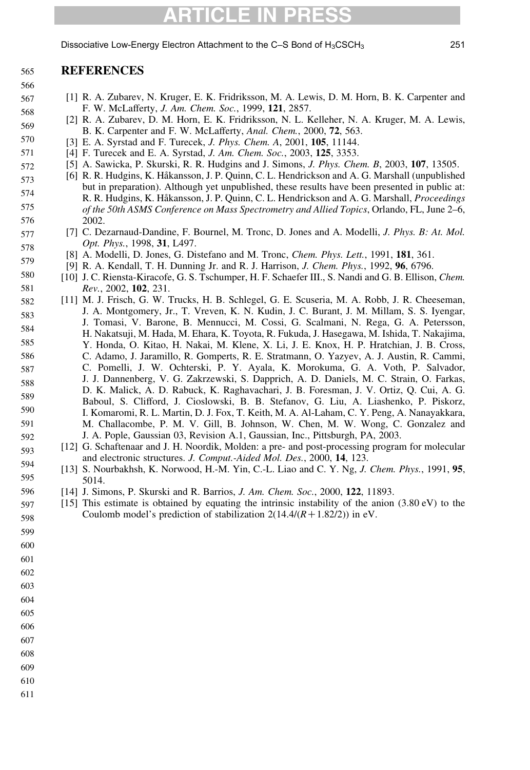## REFERENCES

[1] R. A. Zubarev, N. Kruger, E. K. Fridriksson, M. A. Lewis, D. M. Horn, B. K. Carpenter and F. W. McLafferty, *J. Am. Chem. Soc.*, 1999, **121**, 2857.

[2] R. A. Zubarev, D. M. Horn, E. K. Fridriksson, N. L. Kelleher, N. A. Kruger, M. A. Lewis, B. K. Carpenter and F. W. McLafferty, *Anal. Chem.*, 2000, **72**, 563.

[3] E. A. Syrstad and F. Turecek, *J. Phys. Chem. A*, 2001, **105**, 11144.

[4] F. Turecek and E. A. Syrstad, *J. Am. Chem. Soc.*, 2003, **125**, 3353.

[5] A. Sawicka, P. Skurski, R. R. Hudgins and J. Simons, *J. Phys. Chem. B*, 2003, **107**, 13505.

[6] R. R. Hudgins, K. Håkansson, J. P. Quinn, C. L. Hendrickson and A. G. Marshall (unpublished but in preparation). Although yet unpublished, these results have been presented in public at: R. R. Hudgins, K. Håkansson, J. P. Quinn, C. L. Hendrickson and A. G. Marshall, *Proceedings of the 50th ASMS Conference on Mass Spectrometry and Allied Topics*, Orlando, FL, June 2–6, 2002.

[7] C. Dezarnaud-Dandine, F. Bournel, M. Tronc, D. Jones and A. Modelli, *J. Phys. B: At. Mol. Opt. Phys.*, 1998, **31**, L497.

[8] A. Modelli, D. Jones, G. Distefano and M. Tronc, *Chem. Phys. Lett.*, 1991, **181**, 361.

[9] R. A. Kendall, T. H. Dunning Jr. and R. J. Harrison, *J. Chem. Phys.*, 1992, **96**, 6796.

[10] J. C. Riensta-Kiracofe, G. S. Tschumper, H. F. Schaefer III., S. Nandi and G. B. Ellison, *Chem. Rev.*, 2002, **102**, 231.

[11] M. J. Frisch, G. W. Trucks, H. B. Schlegel, G. E. Scuseria, M. A. Robb, J. R. Cheeseman, J. A. Montgomery, Jr., T. Vreven, K. N. Kudin, J. C. Burant, J. M. Millam, S. S. Iyengar, J. Tomasi, V. Barone, B. Mennucci, M. Cossi, G. Scalmani, N. Rega, G. A. Petersson, H. Nakatsuji, M. Hada, M. Ehara, K. Toyota, R. Fukuda, J. Hasegawa, M. Ishida, T. Nakajima, Y. Honda, O. Kitao, H. Nakai, M. Klene, X. Li, J. E. Knox, H. P. Hratchian, J. B. Cross, C. Adamo, J. Jaramillo, R. Gomperts, R. E. Stratmann, O. Yazyev, A. J. Austin, R. Cammi, C. Pomelli, J. W. Ochterski, P. Y. Ayala, K. Morokuma, G. A. Voth, P. Salvador, J. J. Dannenberg, V. G. Zakrzewski, S. Dapprich, A. D. Daniels, M. C. Strain, O. Farkas, D. K. Malick, A. D. Rabuck, K. Raghavachari, J. B. Foresman, J. V. Ortiz, Q. Cui, A. G. Baboul, S. Clifford, J. Cioslowski, B. B. Stefanov, G. Liu, A. Liashenko, P. Piskorz, I. Komaromi, R. L. Martin, D. J. Fox, T. Keith, M. A. Al-Laham, C. Y. Peng, A. Nanayakkara, M. Challacombe, P. M. V. Gill, B. Johnson, W. Chen, M. W. Wong, C. Gonzalez and J. A. Pople, Gaussian 03, Revision A.1, Gaussian, Inc., Pittsburgh, PA, 2003.

[12] G. Schaftenaar and J. H. Noordik, Molden: a pre- and post-processing program for molecular and electronic structures. *J. Comput.-Aided Mol. Des.*, 2000, **14**, 123.

[13] S. Nourbakhsh, K. Norwood, H.-M. Yin, C.-L. Liao and C. Y. Ng, *J. Chem. Phys.*, 1991, **95**, 5014.

[14] J. Simons, P. Skurski and R. Barrios, *J. Am. Chem. Soc.*, 2000, **122**, 11893.

[15] This estimate is obtained by equating the intrinsic instability of the anion (3.80 eV) to the Coulomb model's prediction of stabilization $2(14.4/(R+1.82/2))$ in eV.